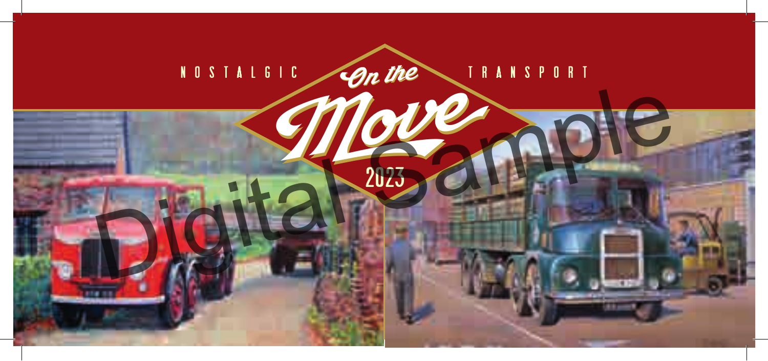NOSTALGIC TRANSPORT

# On the Move

2023

Digital Sample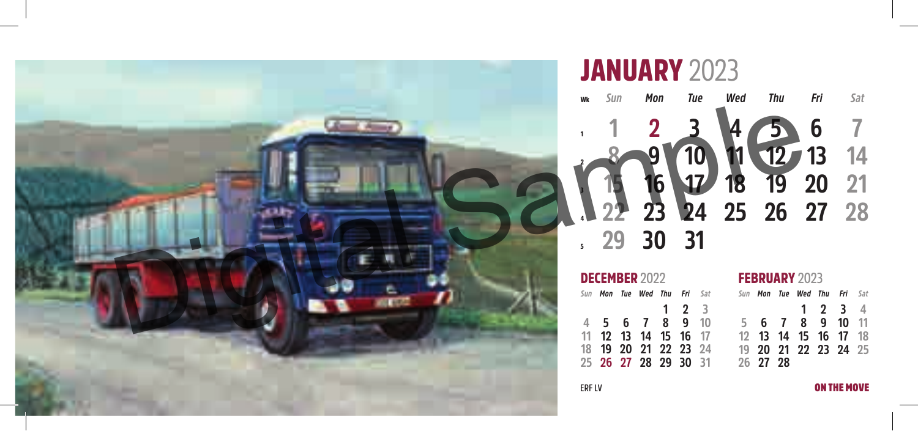# JANUARY 2023

| Wk | Sun | Mon | Tue | Wed | Thu | Fri | Sat |
|---|---|---|---|---|---|---|---|
| 1 | 1 | 2 | 3 | 4 | 5 | 6 | 7 |
| 2 | 8 | 9 | 10 | 11 | 12 | 13 | 14 |
| 3 | 15 | 16 | 17 | 18 | 19 | 20 | 21 |
| 4 | 22 | 23 | 24 | 25 | 26 | 27 | 28 |
| 5 | 29 | 30 | 31 | | | | |

## DECEMBER 2022

| Sun | Mon | Tue | Wed | Thu | Fri | Sat |
|---|---|---|---|---|---|---|
| | | | | 1 | 2 | 3 |
| 4 | 5 | 6 | 7 | 8 | 9 | 10 |
| 11 | 12 | 13 | 14 | 15 | 16 | 17 |
| 18 | 19 | 20 | 21 | 22 | 23 | 24 |
| 25 | 26 | 27 | 28 | 29 | 30 | 31 |

## FEBRUARY 2023

| Sun | Mon | Tue | Wed | Thu | Fri | Sat |
|---|---|---|---|---|---|---|
| | | | 1 | 2 | 3 | 4 |
| 5 | 6 | 7 | 8 | 9 | 10 | 11 |
| 12 | 13 | 14 | 15 | 16 | 17 | 18 |
| 19 | 20 | 21 | 22 | 23 | 24 | 25 |
| 26 | 27 | 28 | | | | |

ERF LV

**ON THE MOVE**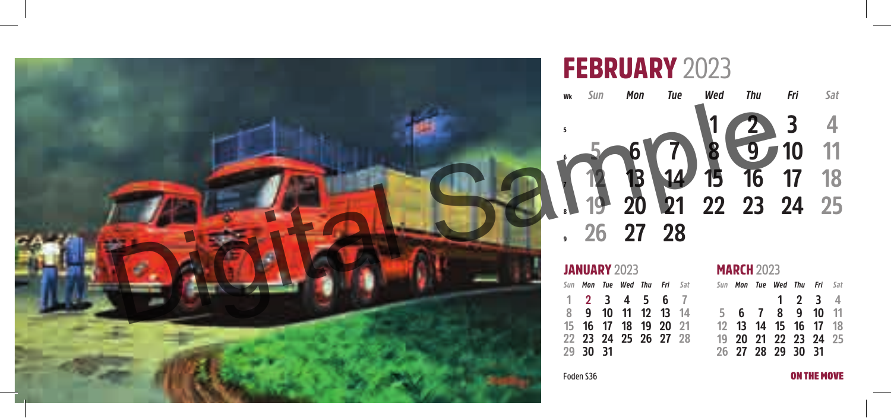# FEBRUARY 2023

| Wk | Sun | Mon | Tue | Wed | Thu | Fri | Sat |
|---|---|---|---|---|---|---|---|
| 5 | | | | 1 | 2 | 3 | 4 |
| 6 | 5 | 6 | 7 | 8 | 9 | 10 | 11 |
| 7 | 12 | 13 | 14 | 15 | 16 | 17 | 18 |
| 8 | 19 | 20 | 21 | 22 | 23 | 24 | 25 |
| 9 | 26 | 27 | 28 | | | | |

## JANUARY 2023

| Sun | Mon | Tue | Wed | Thu | Fri | Sat |
|---|---|---|---|---|---|---|
| 1 | 2 | 3 | 4 | 5 | 6 | 7 |
| 8 | 9 | 10 | 11 | 12 | 13 | 14 |
| 15 | 16 | 17 | 18 | 19 | 20 | 21 |
| 22 | 23 | 24 | 25 | 26 | 27 | 28 |
| 29 | 30 | 31 | | | | |

## MARCH 2023

| Sun | Mon | Tue | Wed | Thu | Fri | Sat |
|---|---|---|---|---|---|---|
| | | | 1 | 2 | 3 | 4 |
| 5 | 6 | 7 | 8 | 9 | 10 | 11 |
| 12 | 13 | 14 | 15 | 16 | 17 | 18 |
| 19 | 20 | 21 | 22 | 23 | 24 | 25 |
| 26 | 27 | 28 | 29 | 30 | 31 | |

Foden S36

**ON THE MOVE**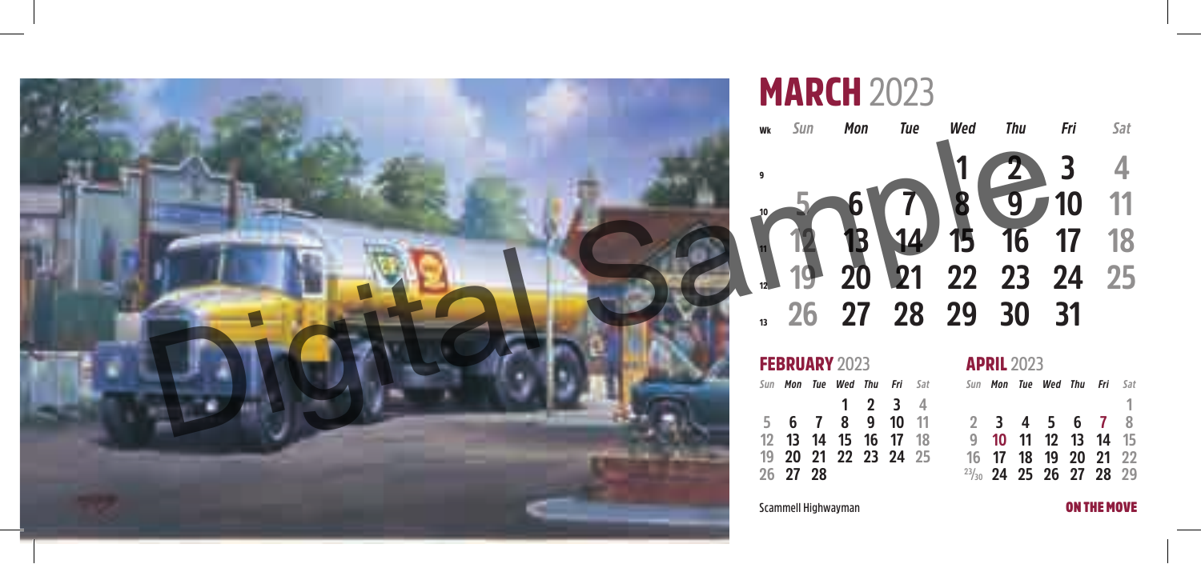# MARCH 2023

| Wk | Sun | Mon | Tue | Wed | Thu | Fri | Sat |
|---|---|---|---|---|---|---|---|
| 9 | | | | 1 | 2 | 3 | 4 |
| 10 | 5 | 6 | 7 | 8 | 9 | 10 | 11 |
| 11 | 12 | 13 | 14 | 15 | 16 | 17 | 18 |
| 12 | 19 | 20 | 21 | 22 | 23 | 24 | 25 |
| 13 | 26 | 27 | 28 | 29 | 30 | 31 | |

## FEBRUARY 2023

| Sun | Mon | Tue | Wed | Thu | Fri | Sat |
|---|---|---|---|---|---|---|
| | | | 1 | 2 | 3 | 4 |
| 5 | 6 | 7 | 8 | 9 | 10 | 11 |
| 12 | 13 | 14 | 15 | 16 | 17 | 18 |
| 19 | 20 | 21 | 22 | 23 | 24 | 25 |
| 26 | 27 | 28 | | | | |

## APRIL 2023

| Sun | Mon | Tue | Wed | Thu | Fri | Sat |
|---|---|---|---|---|---|---|
| | | | | | | 1 |
| 2 | 3 | 4 | 5 | 6 | 7 | 8 |
| 9 | 10 | 11 | 12 | 13 | 14 | 15 |
| 16 | 17 | 18 | 19 | 20 | 21 | 22 |
| 23/30 | 24 | 25 | 26 | 27 | 28 | 29 |

Scammell Highwayman

**ON THE MOVE**

Digital Sample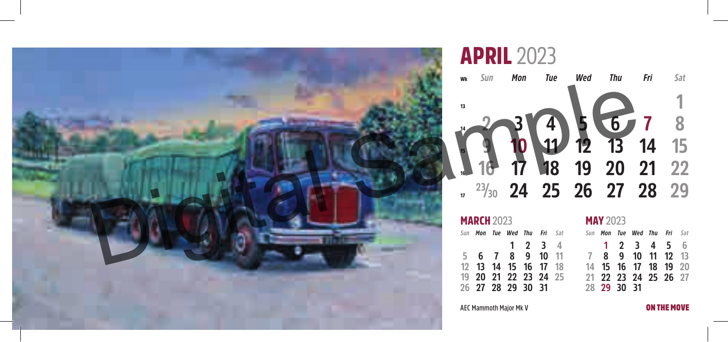# APRIL 2023

| Wk | Sun | Mon | Tue | Wed | Thu | Fri | Sat |
|---|---|---|---|---|---|---|---|
| 13 | | | | | | | 1 |
| 14 | 2 | 3 | 4 | 5 | 6 | 7 | 8 |
| 15 | 9 | 10 | 11 | 12 | 13 | 14 | 15 |
| 16 | 16 | 17 | 18 | 19 | 20 | 21 | 22 |
| 17 | 23/30 | 24 | 25 | 26 | 27 | 28 | 29 |

## MARCH 2023

| Sun | Mon | Tue | Wed | Thu | Fri | Sat |
|---|---|---|---|---|---|---|
| | | | 1 | 2 | 3 | 4 |
| 5 | 6 | 7 | 8 | 9 | 10 | 11 |
| 12 | 13 | 14 | 15 | 16 | 17 | 18 |
| 19 | 20 | 21 | 22 | 23 | 24 | 25 |
| 26 | 27 | 28 | 29 | 30 | 31 | |

## MAY 2023

| Sun | Mon | Tue | Wed | Thu | Fri | Sat |
|---|---|---|---|---|---|---|
| | 1 | 2 | 3 | 4 | 5 | 6 |
| 7 | 8 | 9 | 10 | 11 | 12 | 13 |
| 14 | 15 | 16 | 17 | 18 | 19 | 20 |
| 21 | 22 | 23 | 24 | 25 | 26 | 27 |
| 28 | 29 | 30 | 31 | | | |

AEC Mammoth Major Mk V

ON THE MOVE

Digital Sample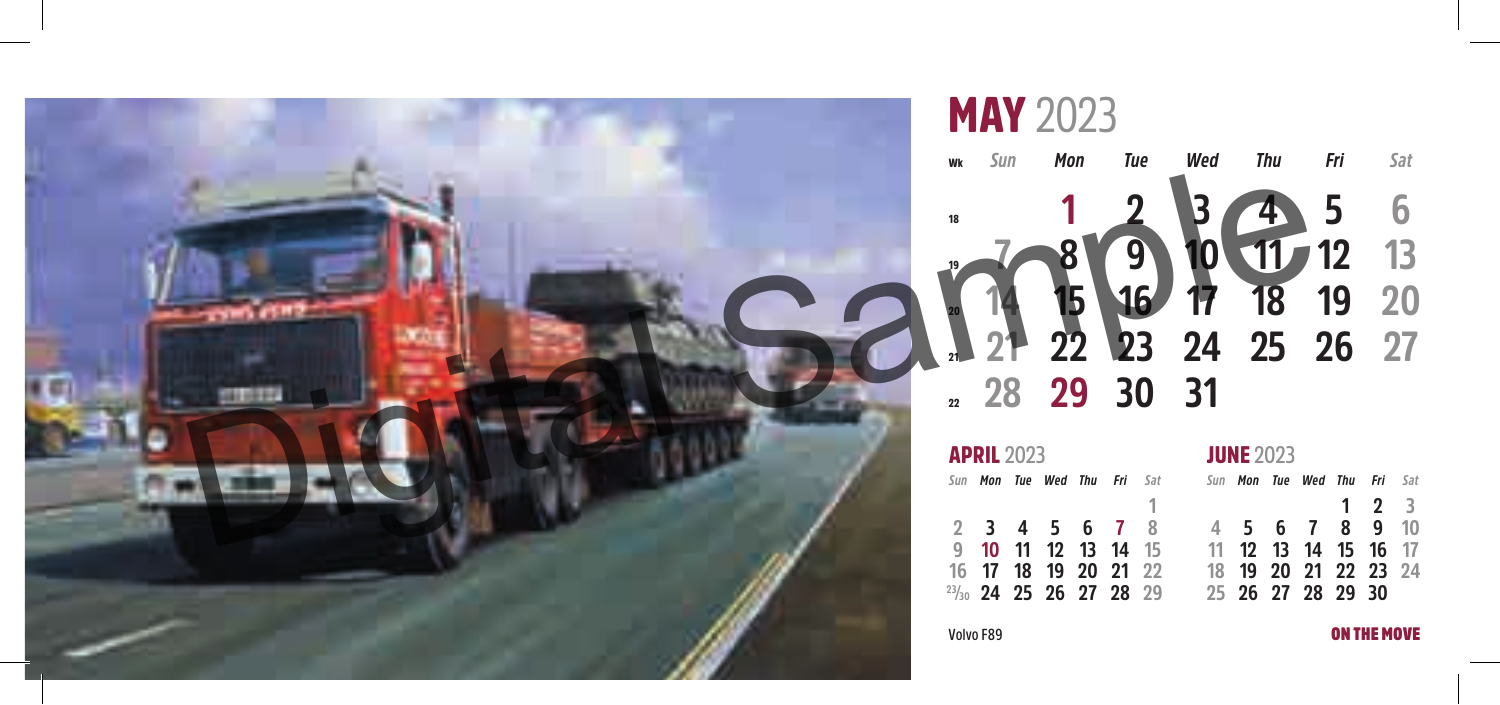# MAY 2023

| Wk | Sun | Mon | Tue | Wed | Thu | Fri | Sat |
|---|---|---|---|---|---|---|---|
| 18 | | 1 | 2 | 3 | 4 | 5 | 6 |
| 19 | 7 | 8 | 9 | 10 | 11 | 12 | 13 |
| 20 | 14 | 15 | 16 | 17 | 18 | 19 | 20 |
| 21 | 21 | 22 | 23 | 24 | 25 | 26 | 27 |
| 22 | 28 | 29 | 30 | 31 | | | |

## APRIL 2023

| Sun | Mon | Tue | Wed | Thu | Fri | Sat |
|---|---|---|---|---|---|---|
| | | | | | | 1 |
| 2 | 3 | 4 | 5 | 6 | 7 | 8 |
| 9 | 10 | 11 | 12 | 13 | 14 | 15 |
| 16 | 17 | 18 | 19 | 20 | 21 | 22 |
| 23/30 | 24 | 25 | 26 | 27 | 28 | 29 |

## JUNE 2023

| Sun | Mon | Tue | Wed | Thu | Fri | Sat |
|---|---|---|---|---|---|---|
| | | | | 1 | 2 | 3 |
| 4 | 5 | 6 | 7 | 8 | 9 | 10 |
| 11 | 12 | 13 | 14 | 15 | 16 | 17 |
| 18 | 19 | 20 | 21 | 22 | 23 | 24 |
| 25 | 26 | 27 | 28 | 29 | 30 | |

Volvo F89

**ON THE MOVE**

Digital Sample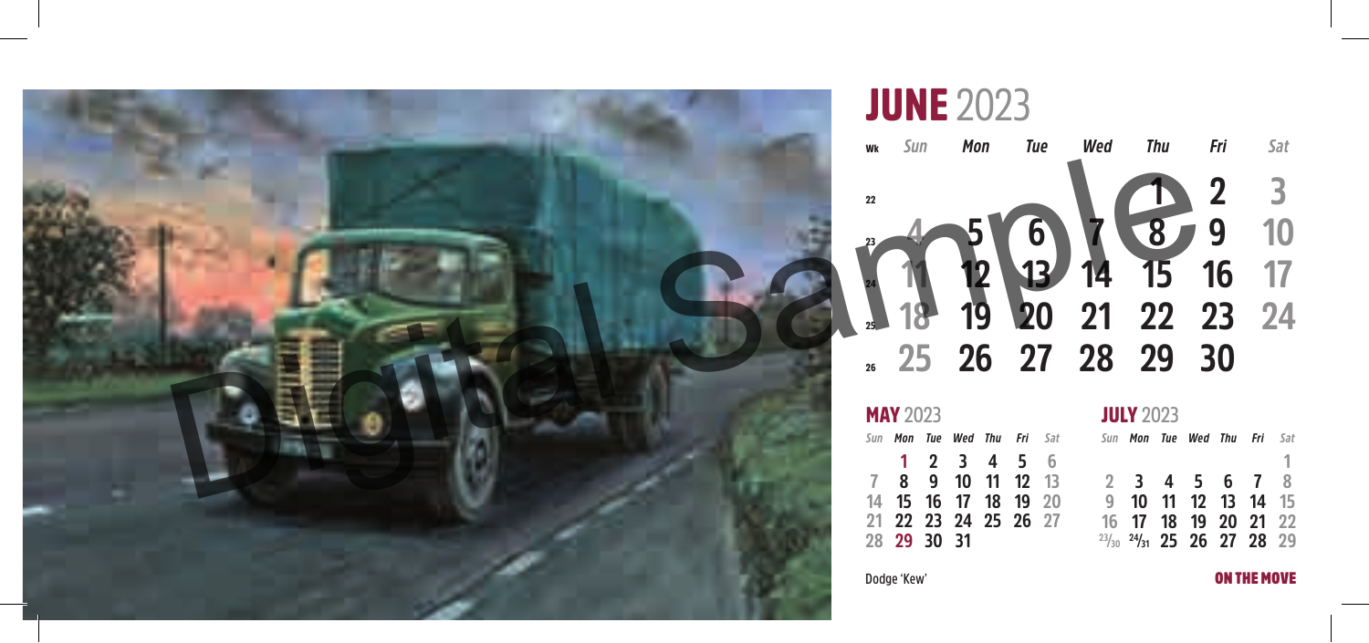# JUNE 2023

| Wk | Sun | Mon | Tue | Wed | Thu | Fri | Sat |
|---|---|---|---|---|---|---|---|
| 22 | | | | | 1 | 2 | 3 |
| 23 | 4 | 5 | 6 | 7 | 8 | 9 | 10 |
| 24 | 11 | 12 | 13 | 14 | 15 | 16 | 17 |
| 25 | 18 | 19 | 20 | 21 | 22 | 23 | 24 |
| 26 | 25 | 26 | 27 | 28 | 29 | 30 | |

## MAY 2023

| Sun | Mon | Tue | Wed | Thu | Fri | Sat |
|---|---|---|---|---|---|---|
| | 1 | 2 | 3 | 4 | 5 | 6 |
| 7 | 8 | 9 | 10 | 11 | 12 | 13 |
| 14 | 15 | 16 | 17 | 18 | 19 | 20 |
| 21 | 22 | 23 | 24 | 25 | 26 | 27 |
| 28 | 29 | 30 | 31 | | | |

## JULY 2023

| Sun | Mon | Tue | Wed | Thu | Fri | Sat |
|---|---|---|---|---|---|---|
| | | | | | | 1 |
| 2 | 3 | 4 | 5 | 6 | 7 | 8 |
| 9 | 10 | 11 | 12 | 13 | 14 | 15 |
| 16 | 17 | 18 | 19 | 20 | 21 | 22 |
| 23/30 | 24/31 | 25 | 26 | 27 | 28 | 29 |

Dodge 'Kew'

**ON THE MOVE**

Digital Sample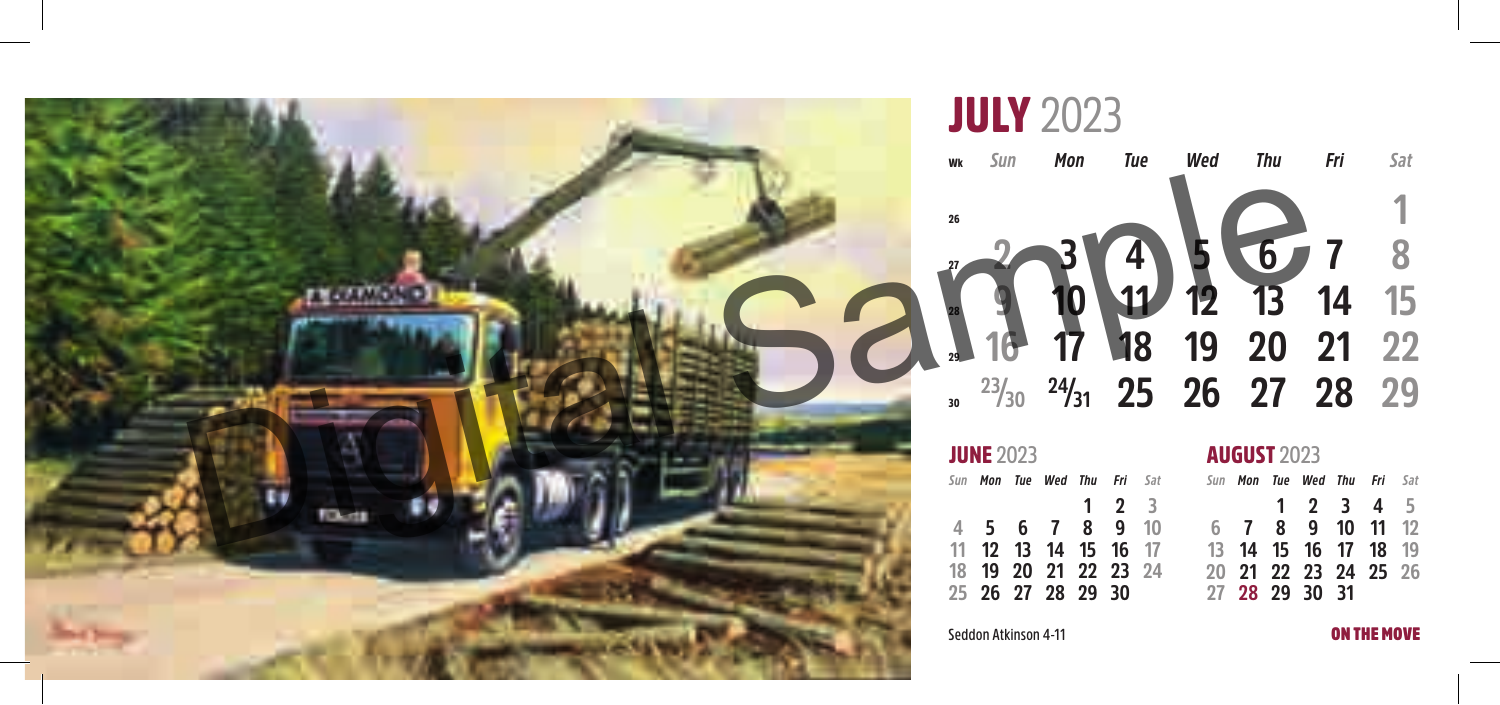# JULY 2023

| Wk | Sun | Mon | Tue | Wed | Thu | Fri | Sat |
|---|---|---|---|---|---|---|---|
| 26 | | | | | | | 1 |
| 27 | 2 | 3 | 4 | 5 | 6 | 7 | 8 |
| 28 | 9 | 10 | 11 | 12 | 13 | 14 | 15 |
| 29 | 16 | 17 | 18 | 19 | 20 | 21 | 22 |
| 30 | 23/30 | 24/31 | 25 | 26 | 27 | 28 | 29 |

## JUNE 2023

| Sun | Mon | Tue | Wed | Thu | Fri | Sat |
|---|---|---|---|---|---|---|
| | | | | 1 | 2 | 3 |
| 4 | 5 | 6 | 7 | 8 | 9 | 10 |
| 11 | 12 | 13 | 14 | 15 | 16 | 17 |
| 18 | 19 | 20 | 21 | 22 | 23 | 24 |
| 25 | 26 | 27 | 28 | 29 | 30 | |

## AUGUST 2023

| Sun | Mon | Tue | Wed | Thu | Fri | Sat |
|---|---|---|---|---|---|---|
| | | 1 | 2 | 3 | 4 | 5 |
| 6 | 7 | 8 | 9 | 10 | 11 | 12 |
| 13 | 14 | 15 | 16 | 17 | 18 | 19 |
| 20 | 21 | 22 | 23 | 24 | 25 | 26 |
| 27 | 28 | 29 | 30 | 31 | | |

Seddon Atkinson 4-11

**ON THE MOVE**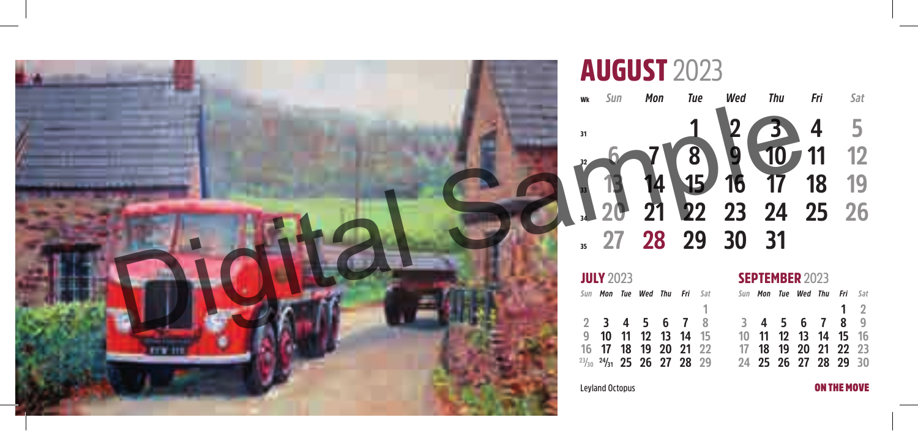# AUGUST 2023

| Wk | Sun | Mon | Tue | Wed | Thu | Fri | Sat |
|---|---|---|---|---|---|---|---|
| 31 | | | 1 | 2 | 3 | 4 | 5 |
| 32 | 6 | 7 | 8 | 9 | 10 | 11 | 12 |
| 33 | 13 | 14 | 15 | 16 | 17 | 18 | 19 |
| 34 | 20 | 21 | 22 | 23 | 24 | 25 | 26 |
| 35 | 27 | 28 | 29 | 30 | 31 | | |

## JULY 2023

| Sun | Mon | Tue | Wed | Thu | Fri | Sat |
|---|---|---|---|---|---|---|
| | | | | | | 1 |
| 2 | 3 | 4 | 5 | 6 | 7 | 8 |
| 9 | 10 | 11 | 12 | 13 | 14 | 15 |
| 16 | 17 | 18 | 19 | 20 | 21 | 22 |
| 23/30 | 24/31 | 25 | 26 | 27 | 28 | 29 |

## SEPTEMBER 2023

| Sun | Mon | Tue | Wed | Thu | Fri | Sat |
|---|---|---|---|---|---|---|
| | | | | | 1 | 2 |
| 3 | 4 | 5 | 6 | 7 | 8 | 9 |
| 10 | 11 | 12 | 13 | 14 | 15 | 16 |
| 17 | 18 | 19 | 20 | 21 | 22 | 23 |
| 24 | 25 | 26 | 27 | 28 | 29 | 30 |

Leyland Octopus

**ON THE MOVE**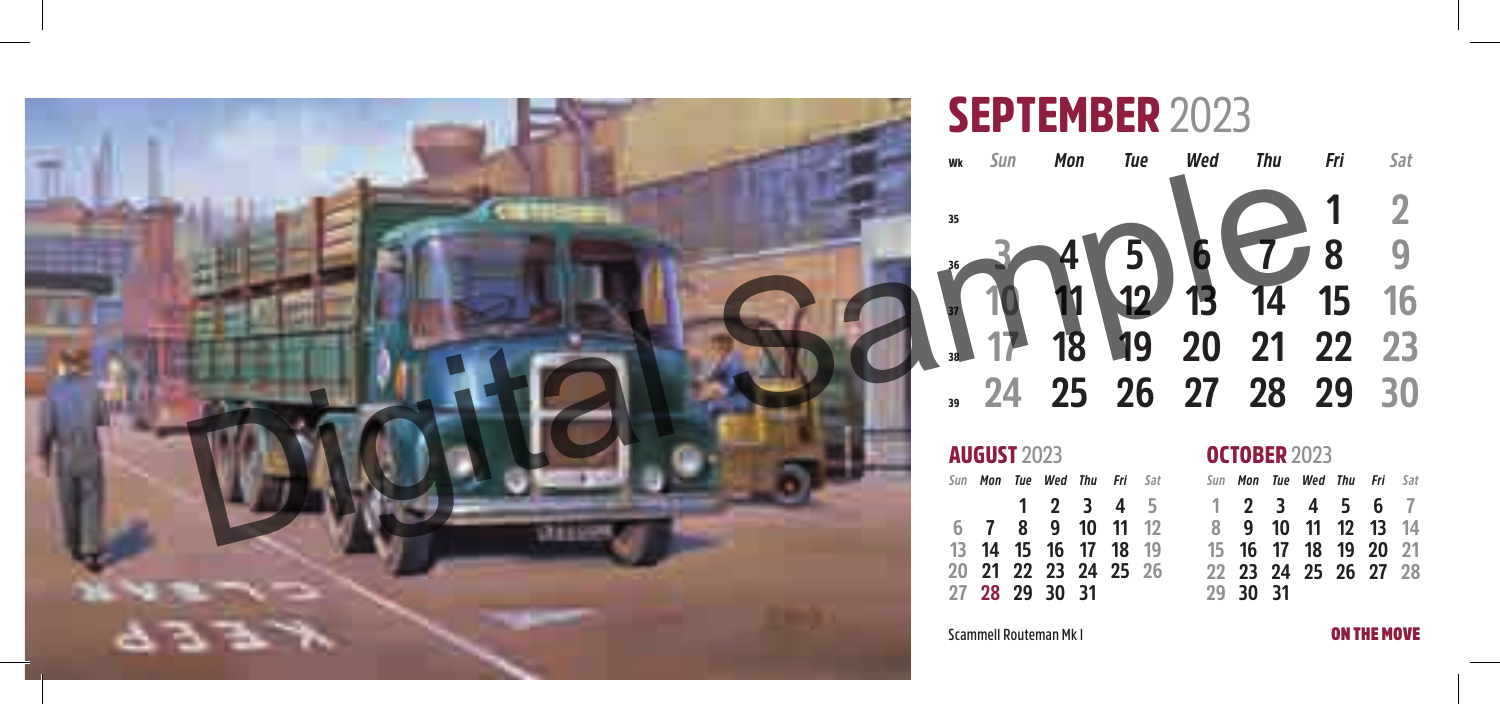# SEPTEMBER 2023

| Wk | Sun | Mon | Tue | Wed | Thu | Fri | Sat |
|---|---|---|---|---|---|---|---|
| 35 | | | | | | 1 | 2 |
| 36 | 3 | 4 | 5 | 6 | 7 | 8 | 9 |
| 37 | 10 | 11 | 12 | 13 | 14 | 15 | 16 |
| 38 | 17 | 18 | 19 | 20 | 21 | 22 | 23 |
| 39 | 24 | 25 | 26 | 27 | 28 | 29 | 30 |

Digital Sample

## AUGUST 2023

| Sun | Mon | Tue | Wed | Thu | Fri | Sat |
|---|---|---|---|---|---|---|
| | | 1 | 2 | 3 | 4 | 5 |
| 6 | 7 | 8 | 9 | 10 | 11 | 12 |
| 13 | 14 | 15 | 16 | 17 | 18 | 19 |
| 20 | 21 | 22 | 23 | 24 | 25 | 26 |
| 27 | 28 | 29 | 30 | 31 | | |

## OCTOBER 2023

| Sun | Mon | Tue | Wed | Thu | Fri | Sat |
|---|---|---|---|---|---|---|
| 1 | 2 | 3 | 4 | 5 | 6 | 7 |
| 8 | 9 | 10 | 11 | 12 | 13 | 14 |
| 15 | 16 | 17 | 18 | 19 | 20 | 21 |
| 22 | 23 | 24 | 25 | 26 | 27 | 28 |
| 29 | 30 | 31 | | | | |

Scammell Routeman Mk I

**ON THE MOVE**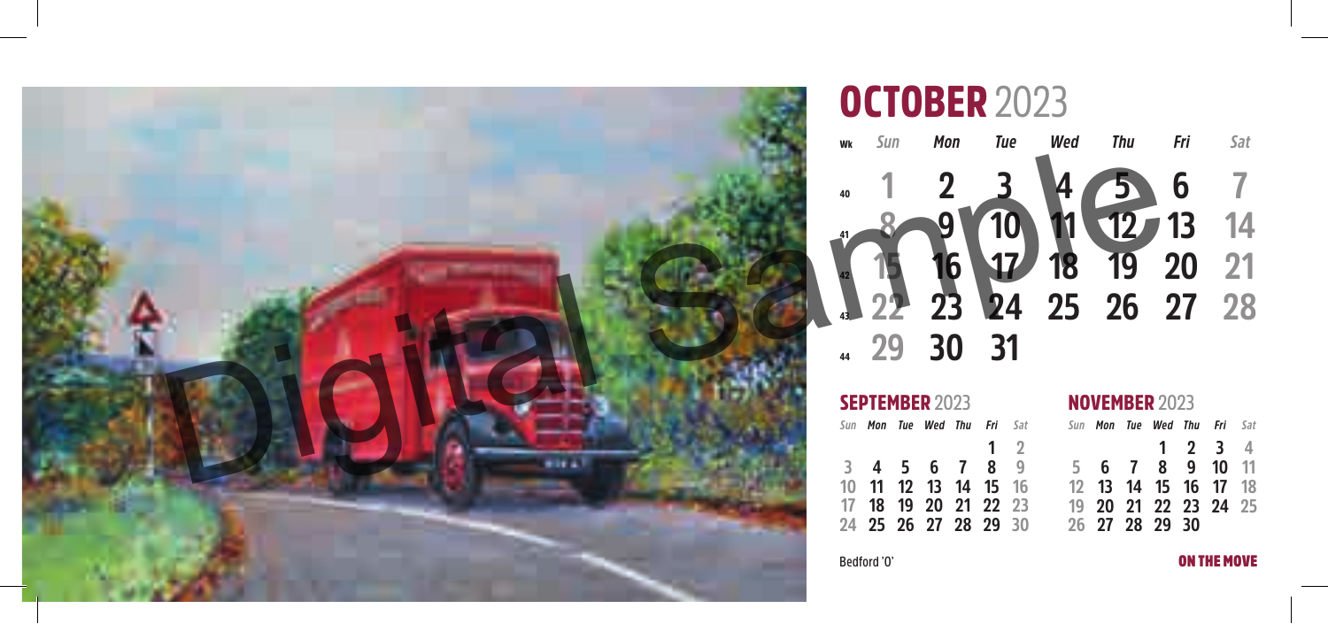# OCTOBER 2023

| Wk | Sun | Mon | Tue | Wed | Thu | Fri | Sat |
|---|---|---|---|---|---|---|---|
| 40 | 1 | 2 | 3 | 4 | 5 | 6 | 7 |
| 41 | 8 | 9 | 10 | 11 | 12 | 13 | 14 |
| 42 | 15 | 16 | 17 | 18 | 19 | 20 | 21 |
| 43 | 22 | 23 | 24 | 25 | 26 | 27 | 28 |
| 44 | 29 | 30 | 31 | | | | |

Digital Sample

## SEPTEMBER 2023

| Sun | Mon | Tue | Wed | Thu | Fri | Sat |
|---|---|---|---|---|---|---|
| | | | | | 1 | 2 |
| 3 | 4 | 5 | 6 | 7 | 8 | 9 |
| 10 | 11 | 12 | 13 | 14 | 15 | 16 |
| 17 | 18 | 19 | 20 | 21 | 22 | 23 |
| 24 | 25 | 26 | 27 | 28 | 29 | 30 |

## NOVEMBER 2023

| Sun | Mon | Tue | Wed | Thu | Fri | Sat |
|---|---|---|---|---|---|---|
| | | | 1 | 2 | 3 | 4 |
| 5 | 6 | 7 | 8 | 9 | 10 | 11 |
| 12 | 13 | 14 | 15 | 16 | 17 | 18 |
| 19 | 20 | 21 | 22 | 23 | 24 | 25 |
| 26 | 27 | 28 | 29 | 30 | | |

Bedford 'O'

**ON THE MOVE**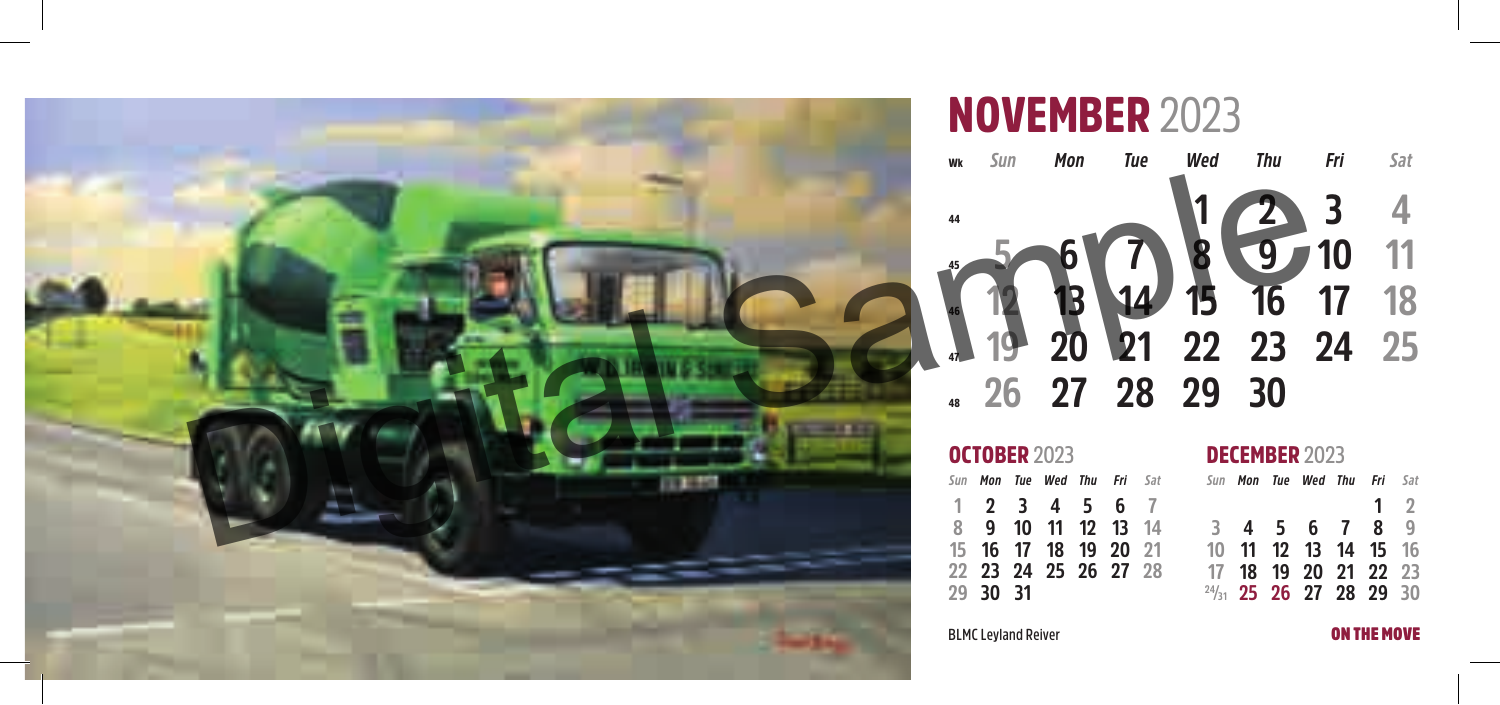# NOVEMBER 2023

| Wk | Sun | Mon | Tue | Wed | Thu | Fri | Sat |
|---|---|---|---|---|---|---|---|
| 44 | | | | 1 | 2 | 3 | 4 |
| 45 | 5 | 6 | 7 | 8 | 9 | 10 | 11 |
| 46 | 12 | 13 | 14 | 15 | 16 | 17 | 18 |
| 47 | 19 | 20 | 21 | 22 | 23 | 24 | 25 |
| 48 | 26 | 27 | 28 | 29 | 30 | | |

## OCTOBER 2023

| Sun | Mon | Tue | Wed | Thu | Fri | Sat |
|---|---|---|---|---|---|---|
| 1 | 2 | 3 | 4 | 5 | 6 | 7 |
| 8 | 9 | 10 | 11 | 12 | 13 | 14 |
| 15 | 16 | 17 | 18 | 19 | 20 | 21 |
| 22 | 23 | 24 | 25 | 26 | 27 | 28 |
| 29 | 30 | 31 | | | | |

## DECEMBER 2023

| Sun | Mon | Tue | Wed | Thu | Fri | Sat |
|---|---|---|---|---|---|---|
| | | | | | 1 | 2 |
| 3 | 4 | 5 | 6 | 7 | 8 | 9 |
| 10 | 11 | 12 | 13 | 14 | 15 | 16 |
| 17 | 18 | 19 | 20 | 21 | 22 | 23 |
| 24/31 | 25 | 26 | 27 | 28 | 29 | 30 |

BLMC Leyland Reiver

**ON THE MOVE**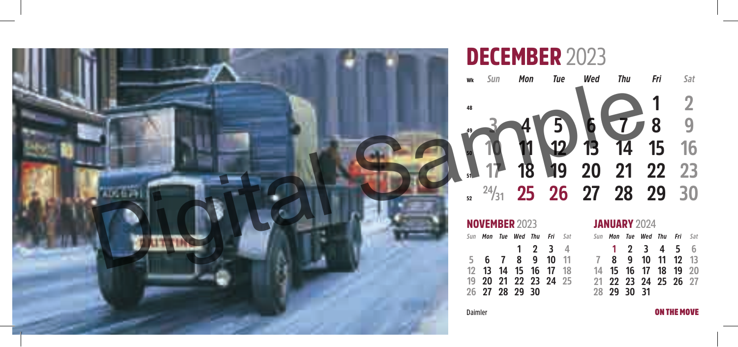# DECEMBER 2023

| Wk | Sun | Mon | Tue | Wed | Thu | Fri | Sat |
|---|---|---|---|---|---|---|---|
| 48 | | | | | | 1 | 2 |
| 49 | 3 | 4 | 5 | 6 | 7 | 8 | 9 |
| 50 | 10 | 11 | 12 | 13 | 14 | 15 | 16 |
| 51 | 17 | 18 | 19 | 20 | 21 | 22 | 23 |
| 52 | 24/31 | 25 | 26 | 27 | 28 | 29 | 30 |

## NOVEMBER 2023

| Sun | Mon | Tue | Wed | Thu | Fri | Sat |
|---|---|---|---|---|---|---|
| | | | 1 | 2 | 3 | 4 |
| 5 | 6 | 7 | 8 | 9 | 10 | 11 |
| 12 | 13 | 14 | 15 | 16 | 17 | 18 |
| 19 | 20 | 21 | 22 | 23 | 24 | 25 |
| 26 | 27 | 28 | 29 | 30 | | |

## JANUARY 2024

| Sun | Mon | Tue | Wed | Thu | Fri | Sat |
|---|---|---|---|---|---|---|
| | 1 | 2 | 3 | 4 | 5 | 6 |
| 7 | 8 | 9 | 10 | 11 | 12 | 13 |
| 14 | 15 | 16 | 17 | 18 | 19 | 20 |
| 21 | 22 | 23 | 24 | 25 | 26 | 27 |
| 28 | 29 | 30 | 31 | | | |

Daimler

ON THE MOVE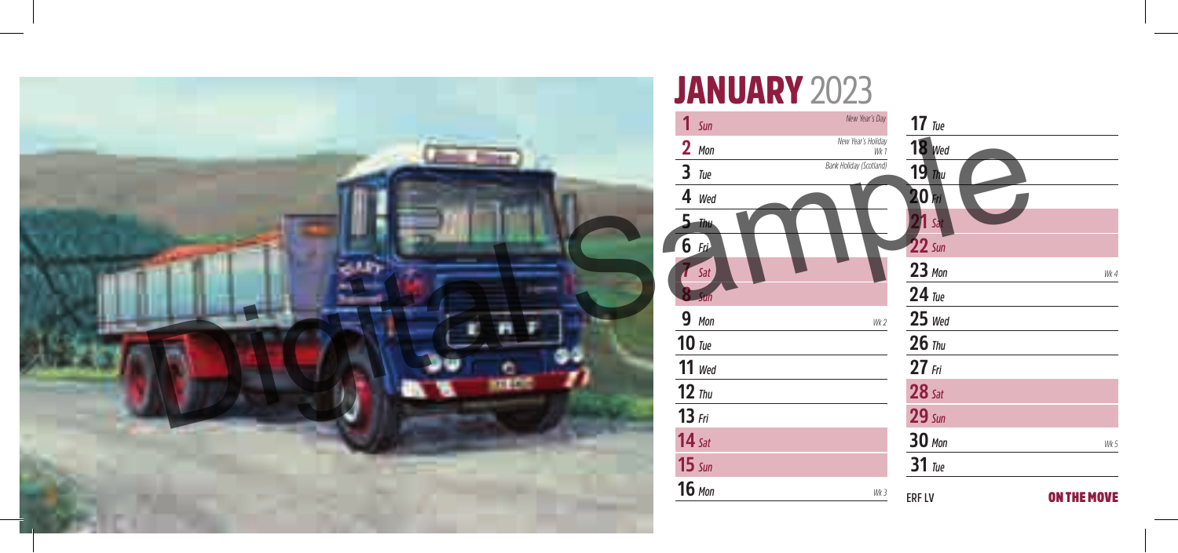# JANUARY 2023

| Date | Day | Note |
|---|---|---|
| 1 | Sun | New Year's Day |
| 2 | Mon | New Year's Holiday Wk 1 |
| 3 | Tue | Bank Holiday (Scotland) |
| 4 | Wed | |
| 5 | Thu | |
| 6 | Fri | |
| 7 | Sat | |
| 8 | Sun | |
| 9 | Mon | Wk 2 |
| 10 | Tue | |
| 11 | Wed | |
| 12 | Thu | |
| 13 | Fri | |
| 14 | Sat | |
| 15 | Sun | |
| 16 | Mon | Wk 3 |
| 17 | Tue | |
| 18 | Wed | |
| 19 | Thu | |
| 20 | Fri | |
| 21 | Sat | |
| 22 | Sun | |
| 23 | Mon | Wk 4 |
| 24 | Tue | |
| 25 | Wed | |
| 26 | Thu | |
| 27 | Fri | |
| 28 | Sat | |
| 29 | Sun | |
| 30 | Mon | Wk 5 |
| 31 | Tue | |

ERF LV

**ON THE MOVE**

Digital Sample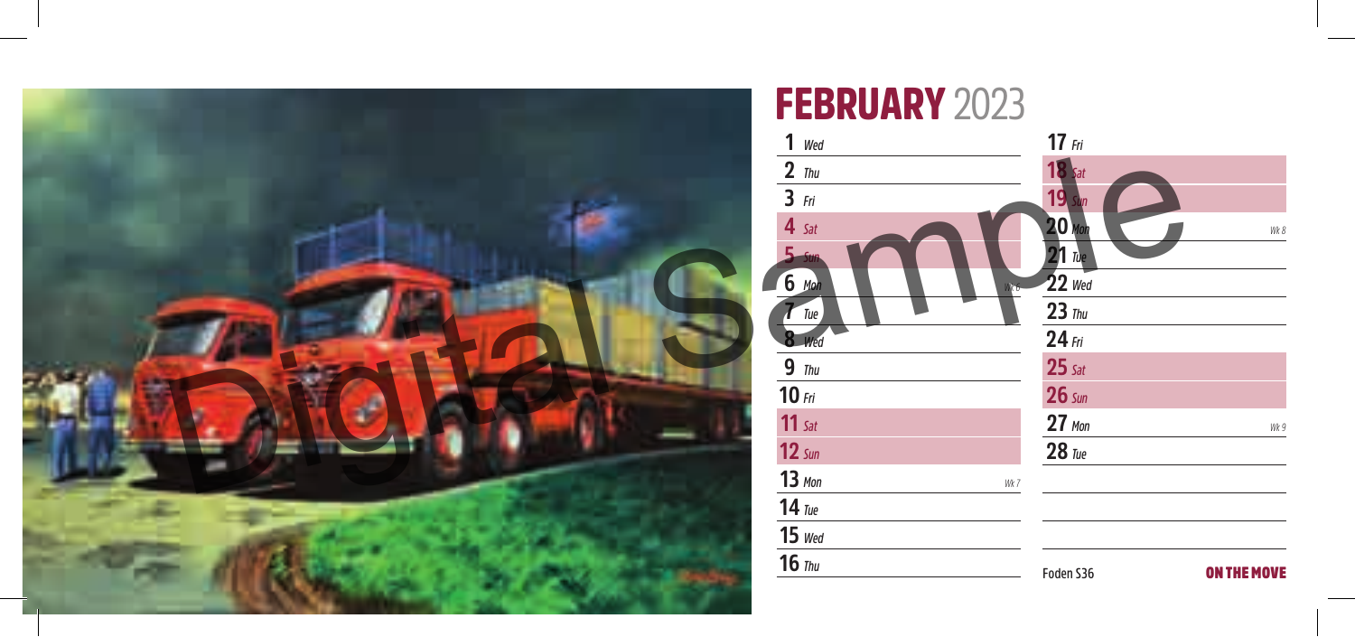# FEBRUARY 2023

1 Wed

2 Thu

3 Fri

4 Sat

5 Sun

6 Mon — Wk 6

7 Tue

8 Wed

9 Thu

10 Fri

11 Sat

12 Sun

13 Mon — Wk 7

14 Tue

15 Wed

16 Thu

17 Fri

18 Sat

19 Sun

20 Mon — Wk 8

21 Tue

22 Wed

23 Thu

24 Fri

25 Sat

26 Sun

27 Mon — Wk 9

28 Tue

Foden S36

**ON THE MOVE**

Digital Sample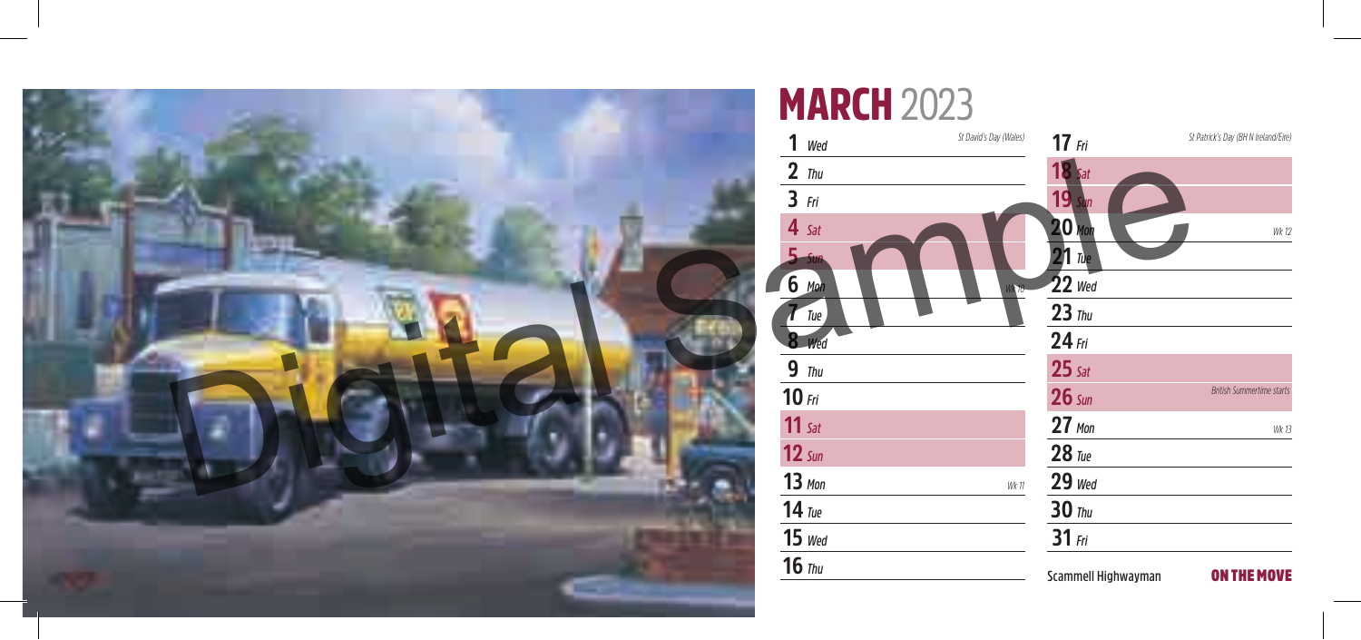# MARCH 2023

1 *Wed* — *St David's Day (Wales)*
2 *Thu*
3 *Fri*
4 *Sat*
5 *Sun*
6 *Mon* — *Wk 10*
7 *Tue*
8 *Wed*
9 *Thu*
10 *Fri*
11 *Sat*
12 *Sun*
13 *Mon* — *Wk 11*
14 *Tue*
15 *Wed*
16 *Thu*
17 *Fri* — *St Patrick's Day (BH N Ireland/Eire)*
18 *Sat*
19 *Sun*
20 *Mon* — *Wk 12*
21 *Tue*
22 *Wed*
23 *Thu*
24 *Fri*
25 *Sat*
26 *Sun* — *British Summertime starts*
27 *Mon* — *Wk 13*
28 *Tue*
29 *Wed*
30 *Thu*
31 *Fri*

Scammell Highwayman

**ON THE MOVE**

Digital Sample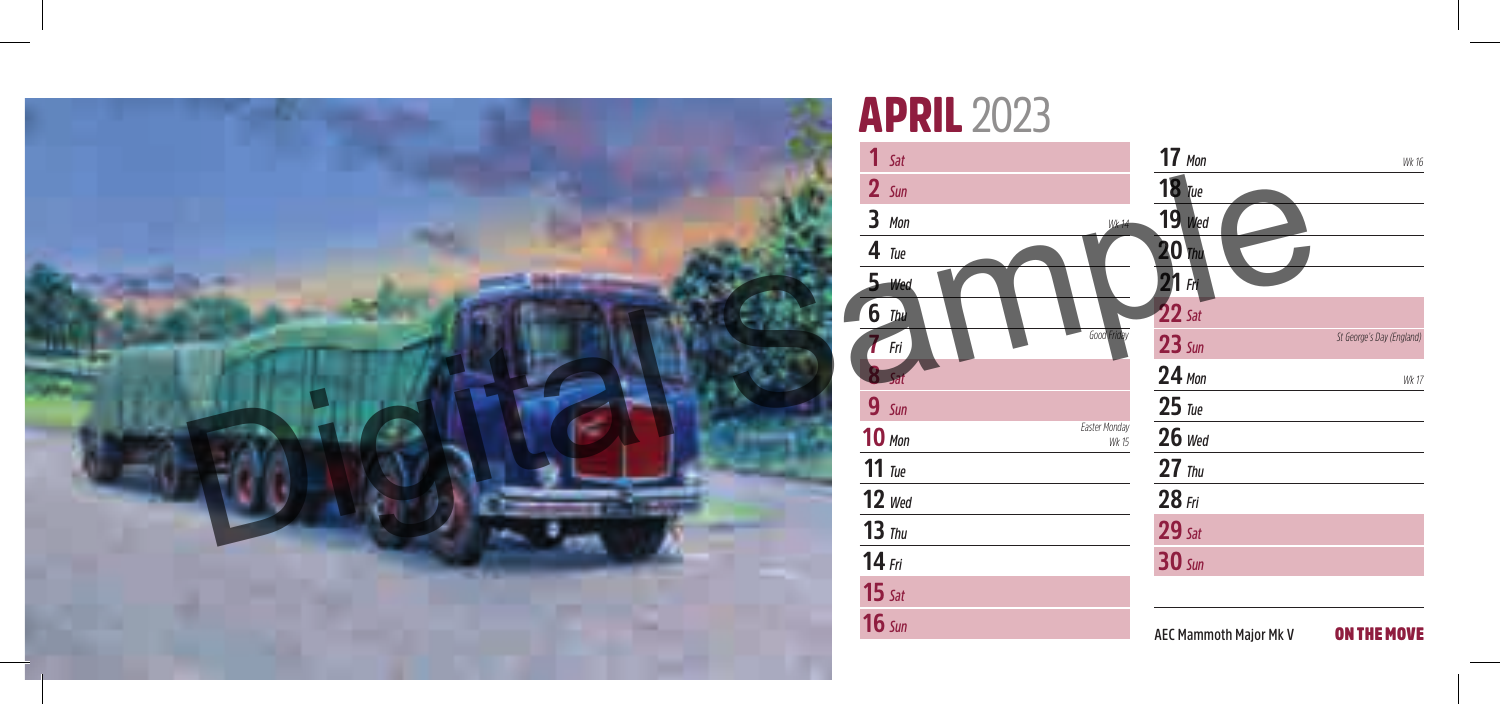# APRIL 2023

1 Sat
2 Sun
3 Mon — Wk 14
4 Tue
5 Wed
6 Thu
7 Fri — Good Friday
8 Sat
9 Sun
10 Mon — Easter Monday, Wk 15
11 Tue
12 Wed
13 Thu
14 Fri
15 Sat
16 Sun
17 Mon — Wk 16
18 Tue
19 Wed
20 Thu
21 Fri
22 Sat
23 Sun — St George's Day (England)
24 Mon — Wk 17
25 Tue
26 Wed
27 Thu
28 Fri
29 Sat
30 Sun

AEC Mammoth Major Mk V

**ON THE MOVE**

Digital Sample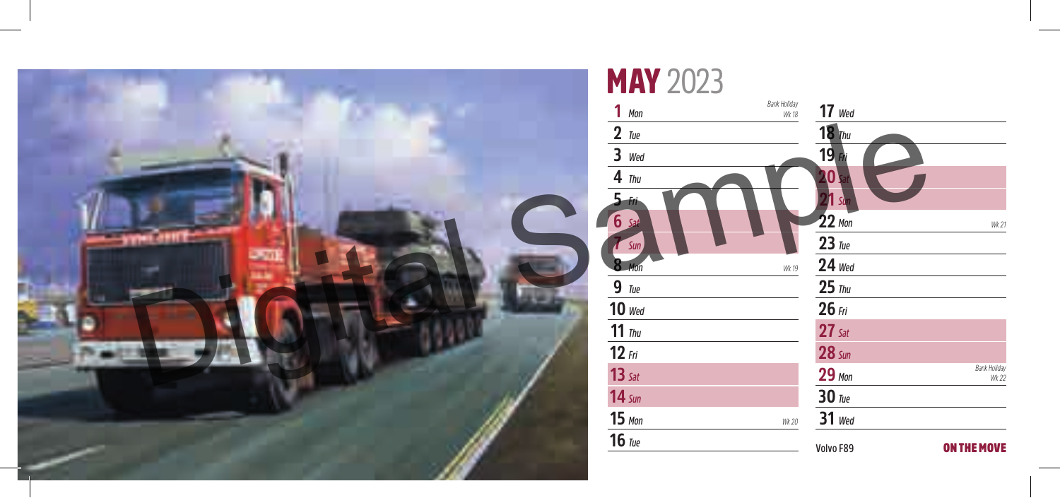# MAY 2023

| | | |
|---|---|---|
| **1** Mon | Bank Holiday | Wk 18 |
| **2** Tue | | |
| **3** Wed | | |
| **4** Thu | | |
| **5** Fri | | |
| **6** Sat | | |
| **7** Sun | | |
| **8** Mon | | Wk 19 |
| **9** Tue | | |
| **10** Wed | | |
| **11** Thu | | |
| **12** Fri | | |
| **13** Sat | | |
| **14** Sun | | |
| **15** Mon | | Wk 20 |
| **16** Tue | | |
| **17** Wed | | |
| **18** Thu | | |
| **19** Fri | | |
| **20** Sat | | |
| **21** Sun | | |
| **22** Mon | | Wk 21 |
| **23** Tue | | |
| **24** Wed | | |
| **25** Thu | | |
| **26** Fri | | |
| **27** Sat | | |
| **28** Sun | | |
| **29** Mon | Bank Holiday | Wk 22 |
| **30** Tue | | |
| **31** Wed | | |

Volvo F89

**ON THE MOVE**

Digital Sample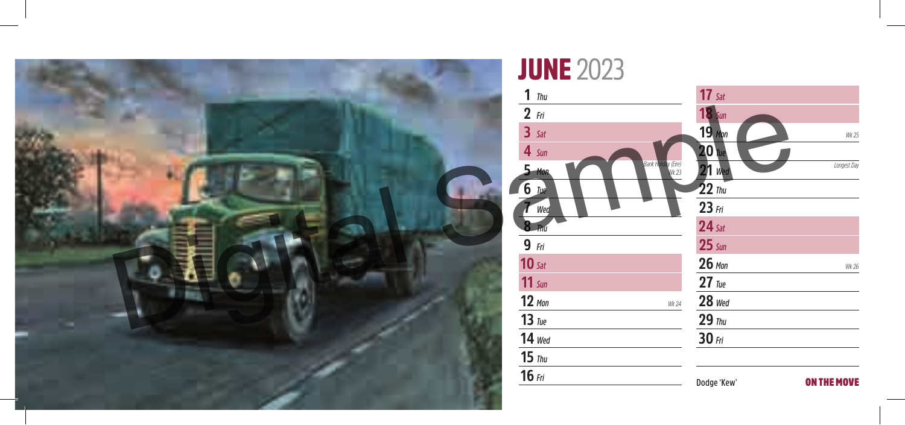# JUNE 2023

1 *Thu*

2 *Fri*

3 *Sat*

4 *Sun*

5 *Mon* — *Bank Holiday (Eire)* — *Wk 23*

6 *Tue*

7 *Wed*

8 *Thu*

9 *Fri*

10 *Sat*

11 *Sun*

12 *Mon* — *Wk 24*

13 *Tue*

14 *Wed*

15 *Thu*

16 *Fri*

17 *Sat*

18 *Sun*

19 *Mon* — *Wk 25*

20 *Tue*

21 *Wed* — *Longest Day*

22 *Thu*

23 *Fri*

24 *Sat*

25 *Sun*

26 *Mon* — *Wk 26*

27 *Tue*

28 *Wed*

29 *Thu*

30 *Fri*

Dodge 'Kew'

**ON THE MOVE**

Digital Sample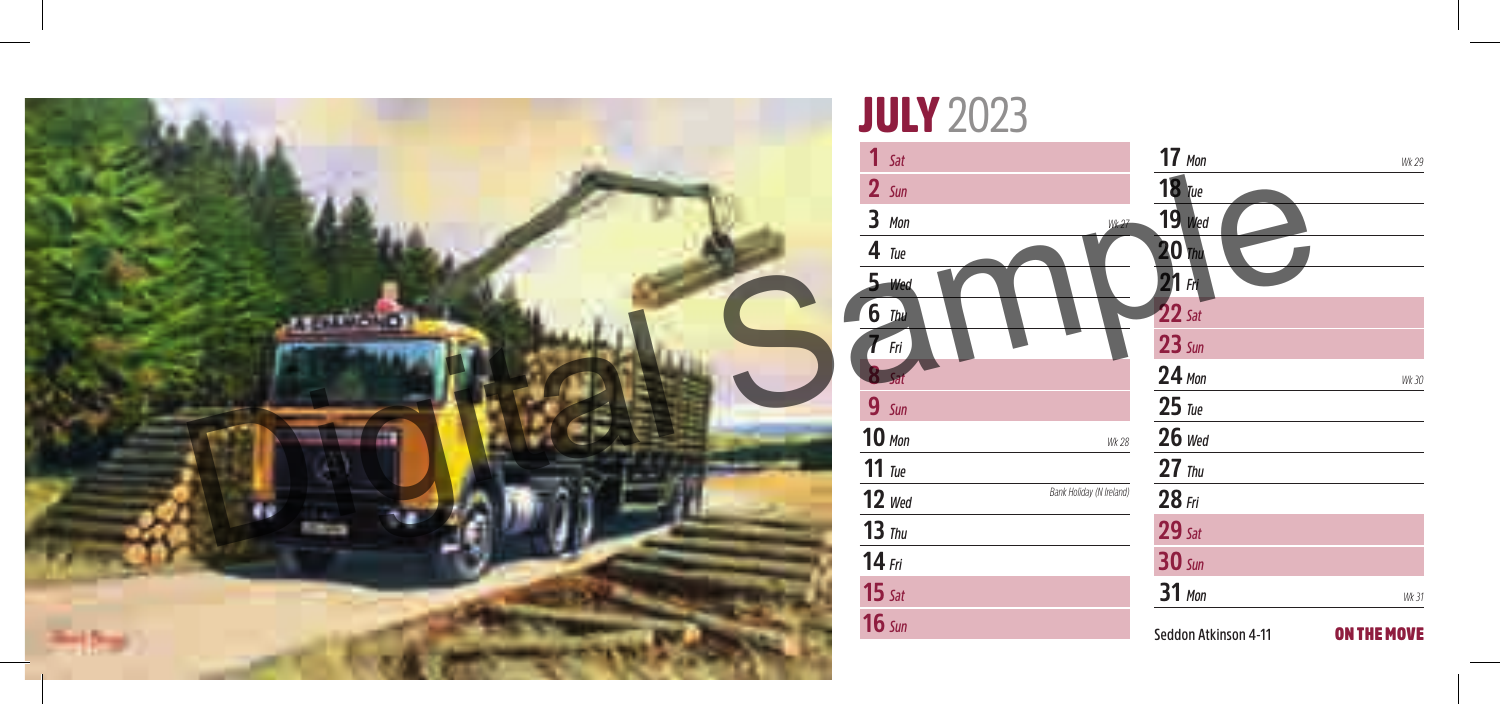# JULY 2023

| | | |
|---|---|---|
| **1** *Sat* | | |
| **2** *Sun* | | |
| **3** *Mon* | | *Wk 27* |
| **4** *Tue* | | |
| **5** *Wed* | | |
| **6** *Thu* | | |
| **7** *Fri* | | |
| **8** *Sat* | | |
| **9** *Sun* | | |
| **10** *Mon* | | *Wk 28* |
| **11** *Tue* | | |
| **12** *Wed* | *Bank Holiday (N Ireland)* | |
| **13** *Thu* | | |
| **14** *Fri* | | |
| **15** *Sat* | | |
| **16** *Sun* | | |
| **17** *Mon* | | *Wk 29* |
| **18** *Tue* | | |
| **19** *Wed* | | |
| **20** *Thu* | | |
| **21** *Fri* | | |
| **22** *Sat* | | |
| **23** *Sun* | | |
| **24** *Mon* | | *Wk 30* |
| **25** *Tue* | | |
| **26** *Wed* | | |
| **27** *Thu* | | |
| **28** *Fri* | | |
| **29** *Sat* | | |
| **30** *Sun* | | |
| **31** *Mon* | | *Wk 31* |

Seddon Atkinson 4-11

**ON THE MOVE**

Digital Sample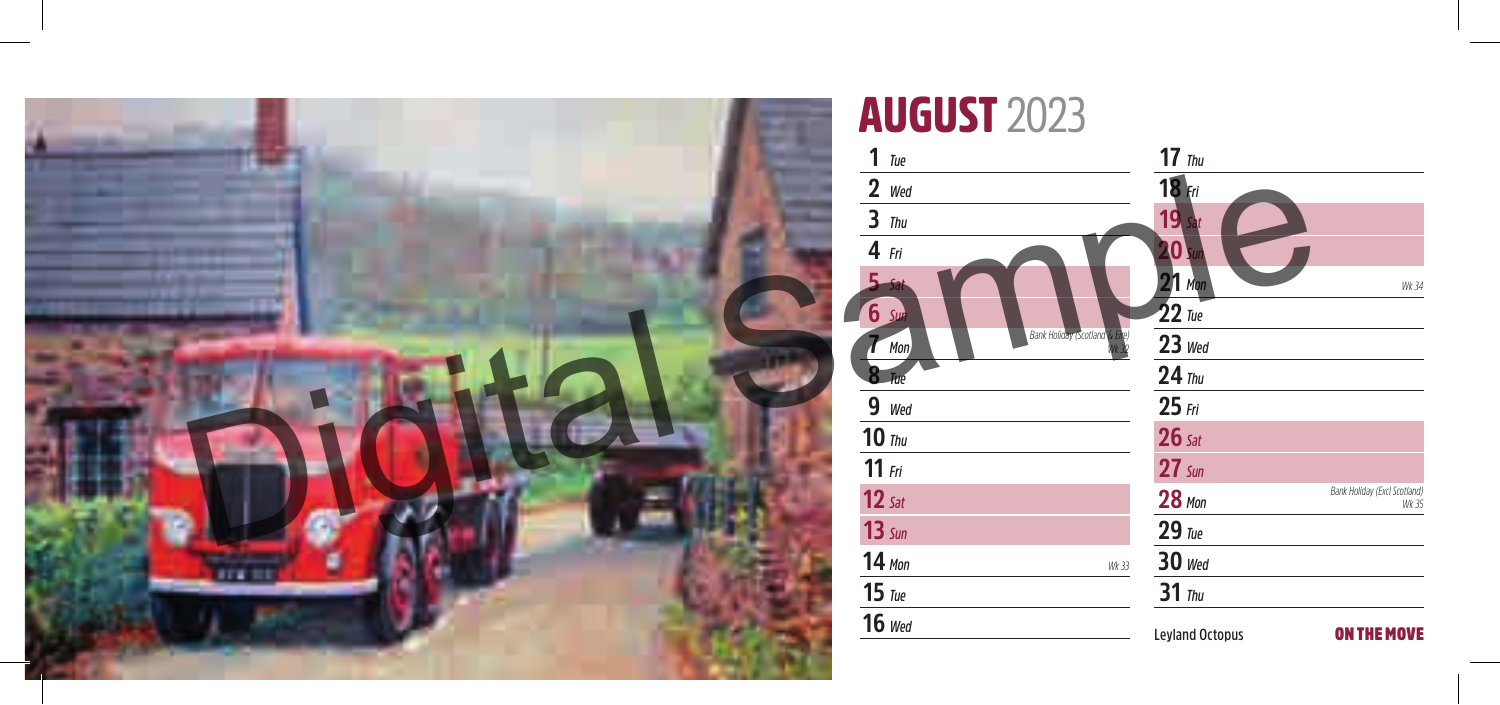# AUGUST 2023

| | | |
|---|---|---|
| 1 | Tue | |
| 2 | Wed | |
| 3 | Thu | |
| 4 | Fri | |
| 5 | Sat | |
| 6 | Sun | |
| 7 | Mon | Bank Holiday (Scotland & Eire) Wk 32 |
| 8 | Tue | |
| 9 | Wed | |
| 10 | Thu | |
| 11 | Fri | |
| 12 | Sat | |
| 13 | Sun | |
| 14 | Mon | Wk 33 |
| 15 | Tue | |
| 16 | Wed | |
| 17 | Thu | |
| 18 | Fri | |
| 19 | Sat | |
| 20 | Sun | |
| 21 | Mon | Wk 34 |
| 22 | Tue | |
| 23 | Wed | |
| 24 | Thu | |
| 25 | Fri | |
| 26 | Sat | |
| 27 | Sun | |
| 28 | Mon | Bank Holiday (Excl Scotland) Wk 35 |
| 29 | Tue | |
| 30 | Wed | |
| 31 | Thu | |

Leyland Octopus

**ON THE MOVE**

Digital Sample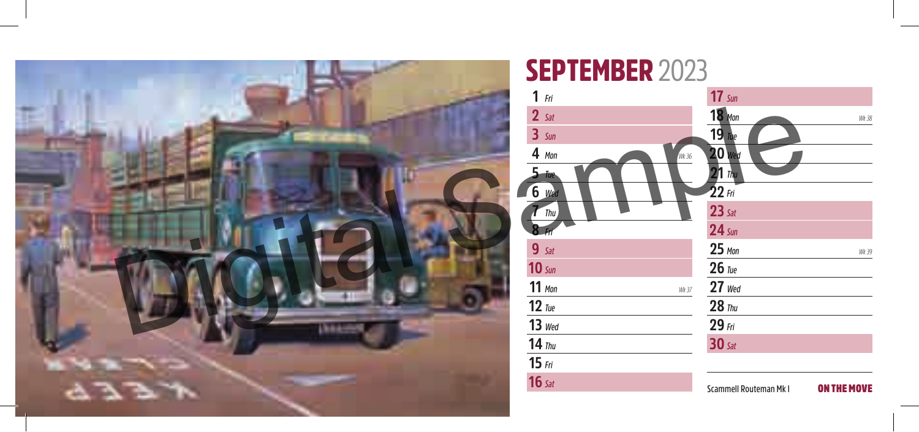# SEPTEMBER 2023

1 Fri
2 Sat
3 Sun
4 Mon Wk 36
5 Tue
6 Wed
7 Thu
8 Fri
9 Sat
10 Sun
11 Mon Wk 37
12 Tue
13 Wed
14 Thu
15 Fri
16 Sat
17 Sun
18 Mon Wk 38
19 Tue
20 Wed
21 Thu
22 Fri
23 Sat
24 Sun
25 Mon Wk 39
26 Tue
27 Wed
28 Thu
29 Fri
30 Sat

Digital Sample

Scammell Routeman Mk I

**ON THE MOVE**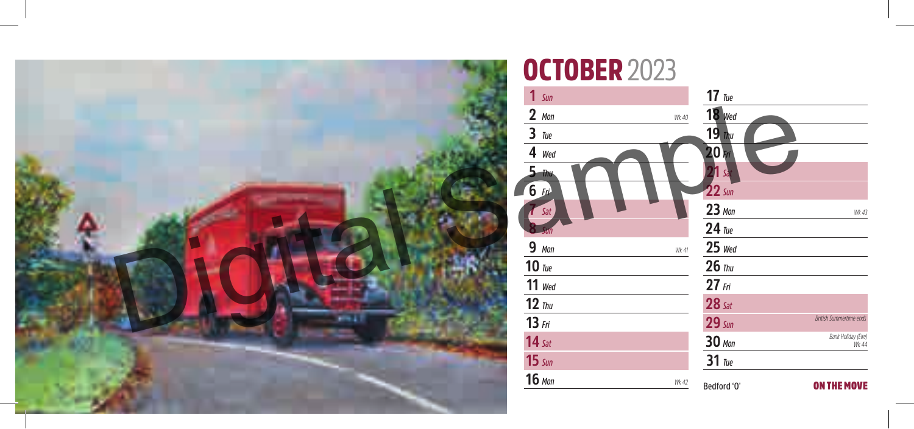# OCTOBER 2023

| Date | Day | Notes |
|---|---|---|
| 1 | Sun | |
| 2 | Mon | Wk 40 |
| 3 | Tue | |
| 4 | Wed | |
| 5 | Thu | |
| 6 | Fri | |
| 7 | Sat | |
| 8 | Sun | |
| 9 | Mon | Wk 41 |
| 10 | Tue | |
| 11 | Wed | |
| 12 | Thu | |
| 13 | Fri | |
| 14 | Sat | |
| 15 | Sun | |
| 16 | Mon | Wk 42 |
| 17 | Tue | |
| 18 | Wed | |
| 19 | Thu | |
| 20 | Fri | |
| 21 | Sat | |
| 22 | Sun | |
| 23 | Mon | Wk 43 |
| 24 | Tue | |
| 25 | Wed | |
| 26 | Thu | |
| 27 | Fri | |
| 28 | Sat | |
| 29 | Sun | British Summertime ends |
| 30 | Mon | Bank Holiday (Eire) Wk 44 |
| 31 | Tue | |

Bedford 'O'

**ON THE MOVE**

Digital Sample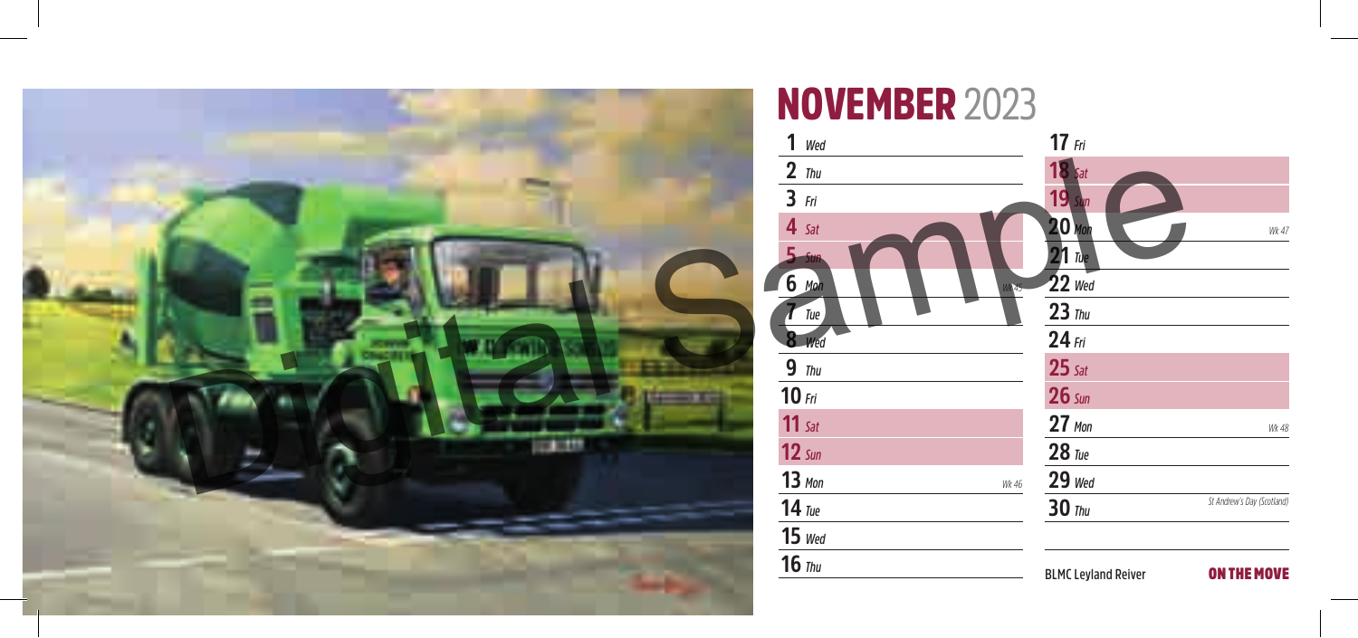# NOVEMBER 2023

1 Wed
2 Thu
3 Fri
4 Sat
5 Sun
6 Mon — Wk 45
7 Tue
8 Wed
9 Thu
10 Fri
11 Sat
12 Sun
13 Mon — Wk 46
14 Tue
15 Wed
16 Thu
17 Fri
18 Sat
19 Sun
20 Mon — Wk 47
21 Tue
22 Wed
23 Thu
24 Fri
25 Sat
26 Sun
27 Mon — Wk 48
28 Tue
29 Wed
30 Thu — St Andrew's Day (Scotland)

BLMC Leyland Reiver

**ON THE MOVE**

Digital Sample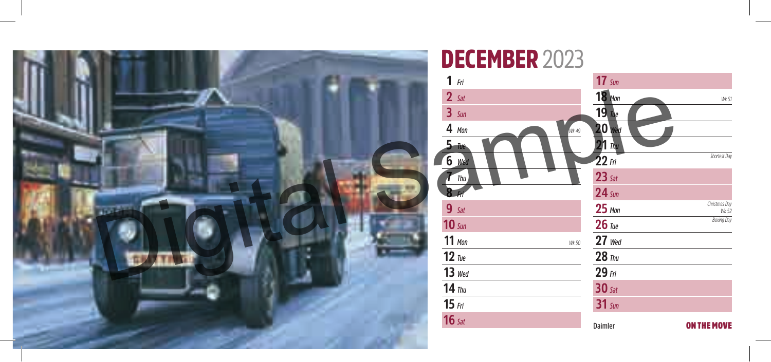# DECEMBER 2023

1 Fri

2 Sat

3 Sun

4 Mon — Wk 49

5 Tue

6 Wed

7 Thu

8 Fri

9 Sat

10 Sun

11 Mon — Wk 50

12 Tue

13 Wed

14 Thu

15 Fri

16 Sat

17 Sun

18 Mon — Wk 51

19 Tue

20 Wed

21 Thu

22 Fri — Shortest Day

23 Sat

24 Sun

25 Mon — Christmas Day, Wk 52

26 Tue — Boxing Day

27 Wed

28 Thu

29 Fri

30 Sat

31 Sun

Daimler

**ON THE MOVE**

Digital Sample